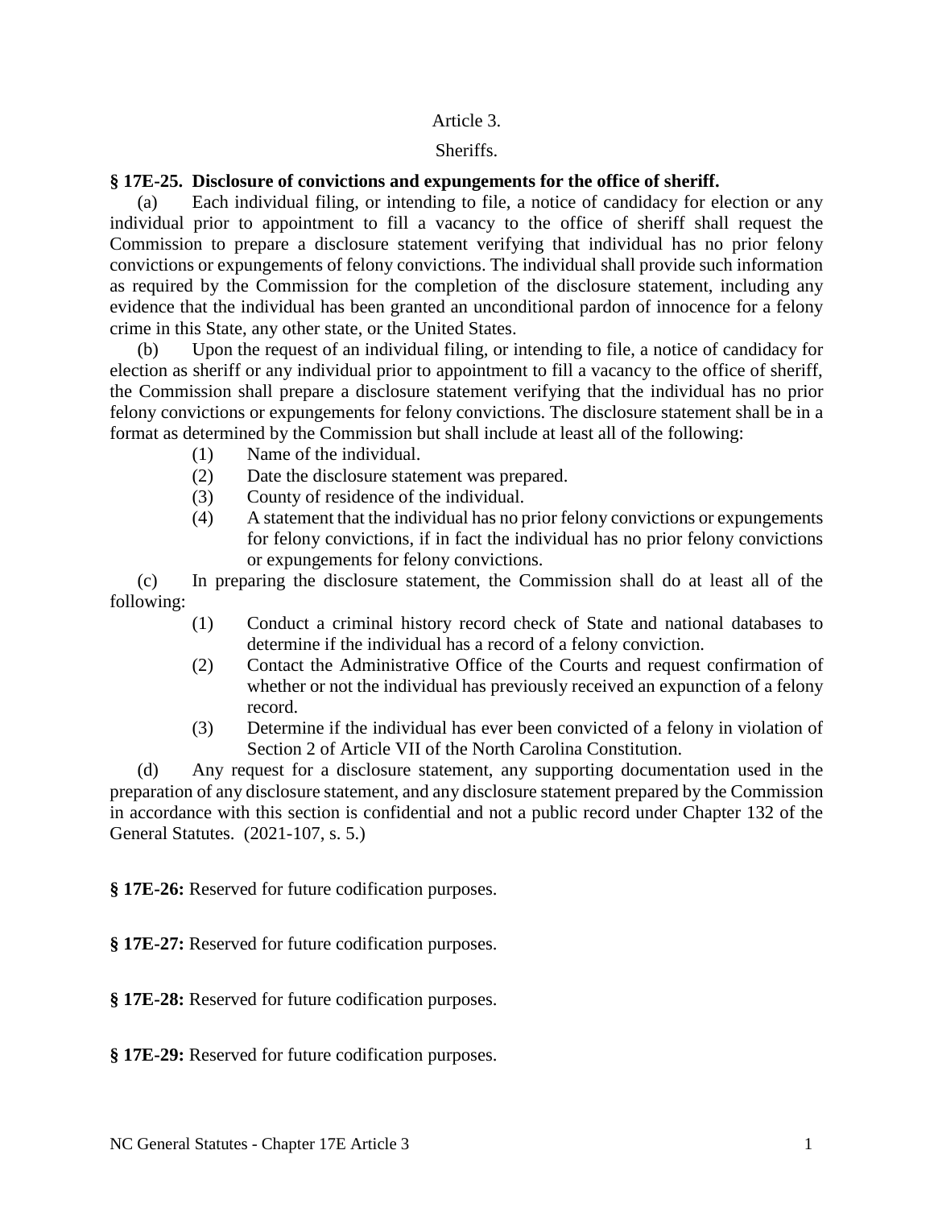# Article 3.

# Sheriffs.

**§ 17E-25. Disclosure of convictions and expungements for the office of sheriff.**

(a) Each individual filing, or intending to file, a notice of candidacy for election or any individual prior to appointment to fill a vacancy to the office of sheriff shall request the Commission to prepare a disclosure statement verifying that individual has no prior felony convictions or expungements of felony convictions. The individual shall provide such information as required by the Commission for the completion of the disclosure statement, including any evidence that the individual has been granted an unconditional pardon of innocence for a felony crime in this State, any other state, or the United States.

(b) Upon the request of an individual filing, or intending to file, a notice of candidacy for election as sheriff or any individual prior to appointment to fill a vacancy to the office of sheriff, the Commission shall prepare a disclosure statement verifying that the individual has no prior felony convictions or expungements for felony convictions. The disclosure statement shall be in a format as determined by the Commission but shall include at least all of the following:

(1) Name of the individual.

(2) Date the disclosure statement was prepared.

(3) County of residence of the individual.

(4) A statement that the individual has no prior felony convictions or expungements for felony convictions, if in fact the individual has no prior felony convictions or expungements for felony convictions.

(c) In preparing the disclosure statement, the Commission shall do at least all of the following:

(1) Conduct a criminal history record check of State and national databases to determine if the individual has a record of a felony conviction.

(2) Contact the Administrative Office of the Courts and request confirmation of whether or not the individual has previously received an expunction of a felony record.

(3) Determine if the individual has ever been convicted of a felony in violation of Section 2 of Article VII of the North Carolina Constitution.

(d) Any request for a disclosure statement, any supporting documentation used in the preparation of any disclosure statement, and any disclosure statement prepared by the Commission in accordance with this section is confidential and not a public record under Chapter 132 of the General Statutes. (2021-107, s. 5.)

**§ 17E-26:** Reserved for future codification purposes.

**§ 17E-27:** Reserved for future codification purposes.

**§ 17E-28:** Reserved for future codification purposes.

**§ 17E-29:** Reserved for future codification purposes.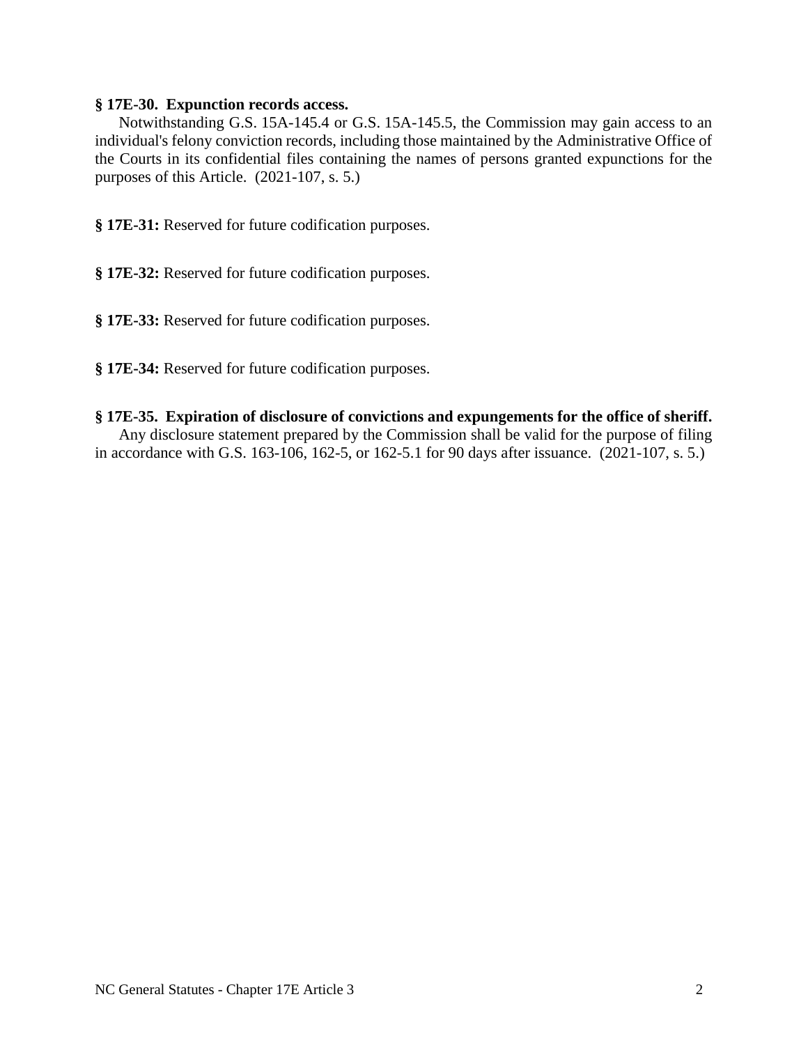**§ 17E-30. Expunction records access.**

Notwithstanding G.S. 15A-145.4 or G.S. 15A-145.5, the Commission may gain access to an individual's felony conviction records, including those maintained by the Administrative Office of the Courts in its confidential files containing the names of persons granted expunctions for the purposes of this Article. (2021-107, s. 5.)

**§ 17E-31:** Reserved for future codification purposes.

**§ 17E-32:** Reserved for future codification purposes.

**§ 17E-33:** Reserved for future codification purposes.

**§ 17E-34:** Reserved for future codification purposes.

**§ 17E-35. Expiration of disclosure of convictions and expungements for the office of sheriff.**

Any disclosure statement prepared by the Commission shall be valid for the purpose of filing in accordance with G.S. 163-106, 162-5, or 162-5.1 for 90 days after issuance. (2021-107, s. 5.)